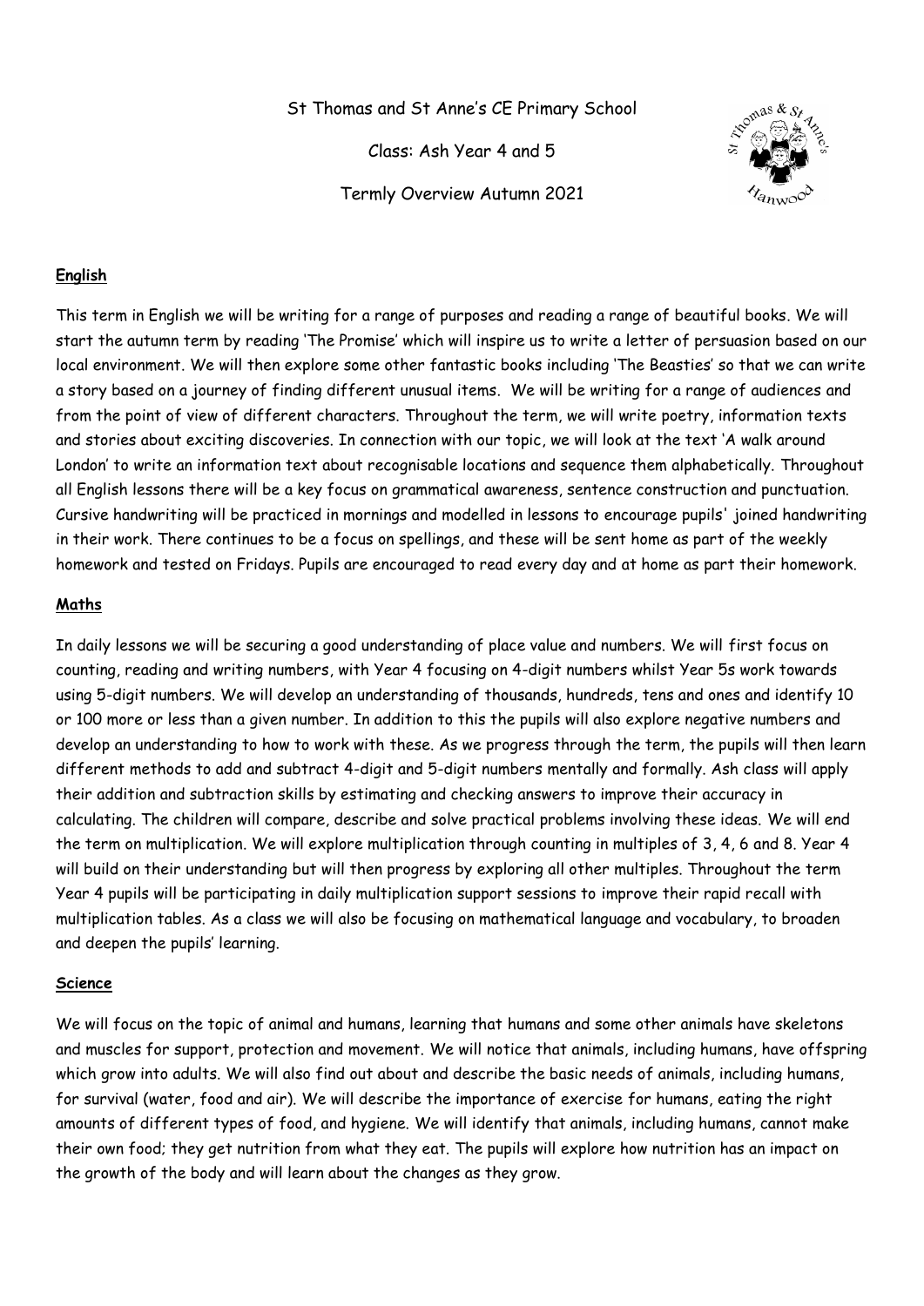St Thomas and St Anne's CE Primary School

Class: Ash Year 4 and 5

Termly Overview Autumn 2021

## English

This term in English we will be writing for a range of purposes and reading a range of beautiful books. We will start the autumn term by reading 'The Promise' which will inspire us to write a letter of persuasion based on our local environment. We will then explore some other fantastic books including 'The Beasties' so that we can write a story based on a journey of finding different unusual items. We will be writing for a range of audiences and from the point of view of different characters. Throughout the term, we will write poetry, information texts and stories about exciting discoveries. In connection with our topic, we will look at the text 'A walk around London' to write an information text about recognisable locations and sequence them alphabetically. Throughout all English lessons there will be a key focus on grammatical awareness, sentence construction and punctuation. Cursive handwriting will be practiced in mornings and modelled in lessons to encourage pupils' joined handwriting in their work. There continues to be a focus on spellings, and these will be sent home as part of the weekly homework and tested on Fridays. Pupils are encouraged to read every day and at home as part their homework.

## Maths

In daily lessons we will be securing a good understanding of place value and numbers. We will first focus on counting, reading and writing numbers, with Year 4 focusing on 4-digit numbers whilst Year 5s work towards using 5-digit numbers. We will develop an understanding of thousands, hundreds, tens and ones and identify 10 or 100 more or less than a given number. In addition to this the pupils will also explore negative numbers and develop an understanding to how to work with these. As we progress through the term, the pupils will then learn different methods to add and subtract 4-digit and 5-digit numbers mentally and formally. Ash class will apply their addition and subtraction skills by estimating and checking answers to improve their accuracy in calculating. The children will compare, describe and solve practical problems involving these ideas. We will end the term on multiplication. We will explore multiplication through counting in multiples of 3, 4, 6 and 8. Year 4 will build on their understanding but will then progress by exploring all other multiples. Throughout the term Year 4 pupils will be participating in daily multiplication support sessions to improve their rapid recall with multiplication tables. As a class we will also be focusing on mathematical language and vocabulary, to broaden and deepen the pupils' learning.

## Science

We will focus on the topic of animal and humans, learning that humans and some other animals have skeletons and muscles for support, protection and movement. We will notice that animals, including humans, have offspring which grow into adults. We will also find out about and describe the basic needs of animals, including humans, for survival (water, food and air). We will describe the importance of exercise for humans, eating the right amounts of different types of food, and hygiene. We will identify that animals, including humans, cannot make their own food; they get nutrition from what they eat. The pupils will explore how nutrition has an impact on the growth of the body and will learn about the changes as they grow.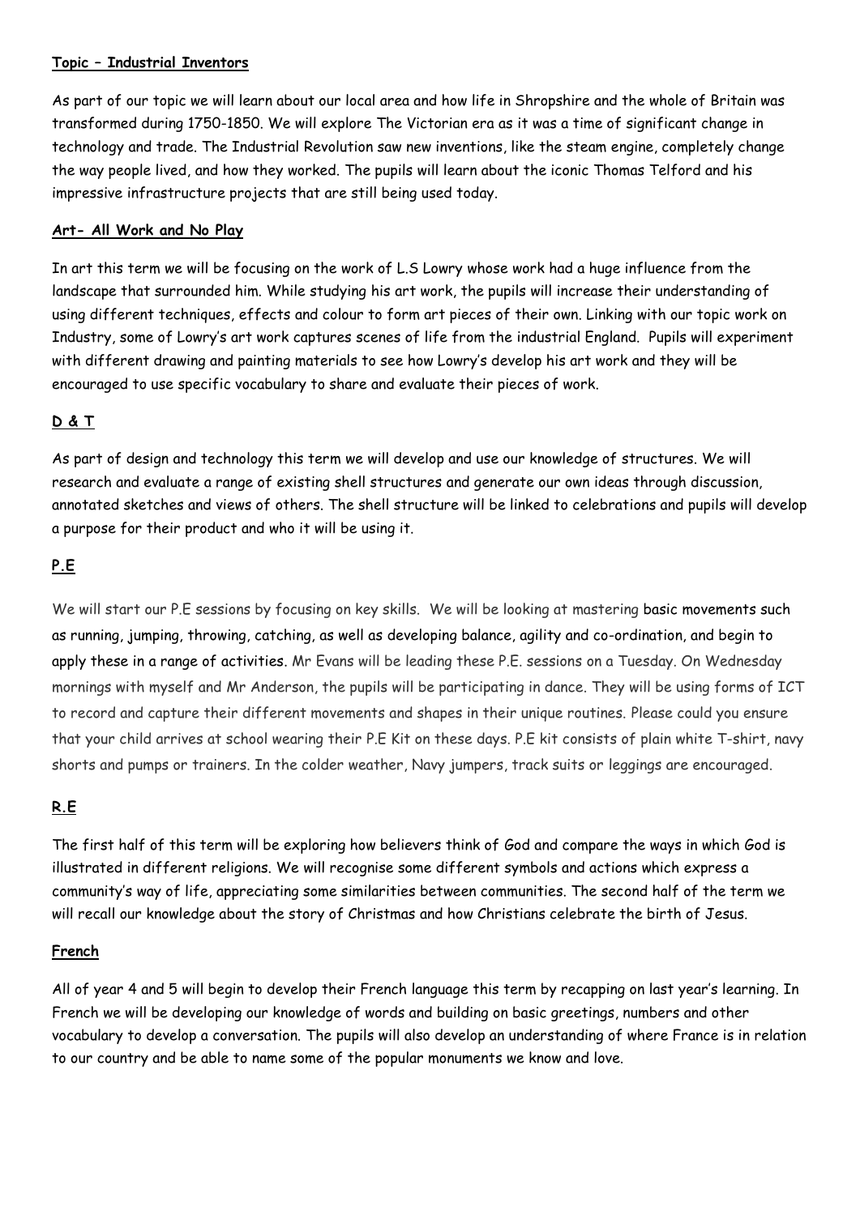**Topic – Industrial Inventors**

As part of our topic we will learn about our local area and how life in Shropshire and the whole of Britain was transformed during 1750-1850. We will explore The Victorian era as it was a time of significant change in technology and trade. The Industrial Revolution saw new inventions, like the steam engine, completely change the way people lived, and how they worked. The pupils will learn about the iconic Thomas Telford and his impressive infrastructure projects that are still being used today.

**Art- All Work and No Play**

In art this term we will be focusing on the work of L.S Lowry whose work had a huge influence from the landscape that surrounded him. While studying his art work, the pupils will increase their understanding of using different techniques, effects and colour to form art pieces of their own. Linking with our topic work on Industry, some of Lowry's art work captures scenes of life from the industrial England. Pupils will experiment with different drawing and painting materials to see how Lowry's develop his art work and they will be encouraged to use specific vocabulary to share and evaluate their pieces of work.

**D & T**

As part of design and technology this term we will develop and use our knowledge of structures. We will research and evaluate a range of existing shell structures and generate our own ideas through discussion, annotated sketches and views of others. The shell structure will be linked to celebrations and pupils will develop a purpose for their product and who it will be using it.

**P.E**

We will start our P.E sessions by focusing on key skills. We will be looking at mastering basic movements such as running, jumping, throwing, catching, as well as developing balance, agility and co-ordination, and begin to apply these in a range of activities. Mr Evans will be leading these P.E. sessions on a Tuesday. On Wednesday mornings with myself and Mr Anderson, the pupils will be participating in dance. They will be using forms of ICT to record and capture their different movements and shapes in their unique routines. Please could you ensure that your child arrives at school wearing their P.E Kit on these days. P.E kit consists of plain white T-shirt, navy shorts and pumps or trainers. In the colder weather, Navy jumpers, track suits or leggings are encouraged.

**R.E**

The first half of this term will be exploring how believers think of God and compare the ways in which God is illustrated in different religions. We will recognise some different symbols and actions which express a community's way of life, appreciating some similarities between communities. The second half of the term we will recall our knowledge about the story of Christmas and how Christians celebrate the birth of Jesus.

**French**

All of year 4 and 5 will begin to develop their French language this term by recapping on last year's learning. In French we will be developing our knowledge of words and building on basic greetings, numbers and other vocabulary to develop a conversation. The pupils will also develop an understanding of where France is in relation to our country and be able to name some of the popular monuments we know and love.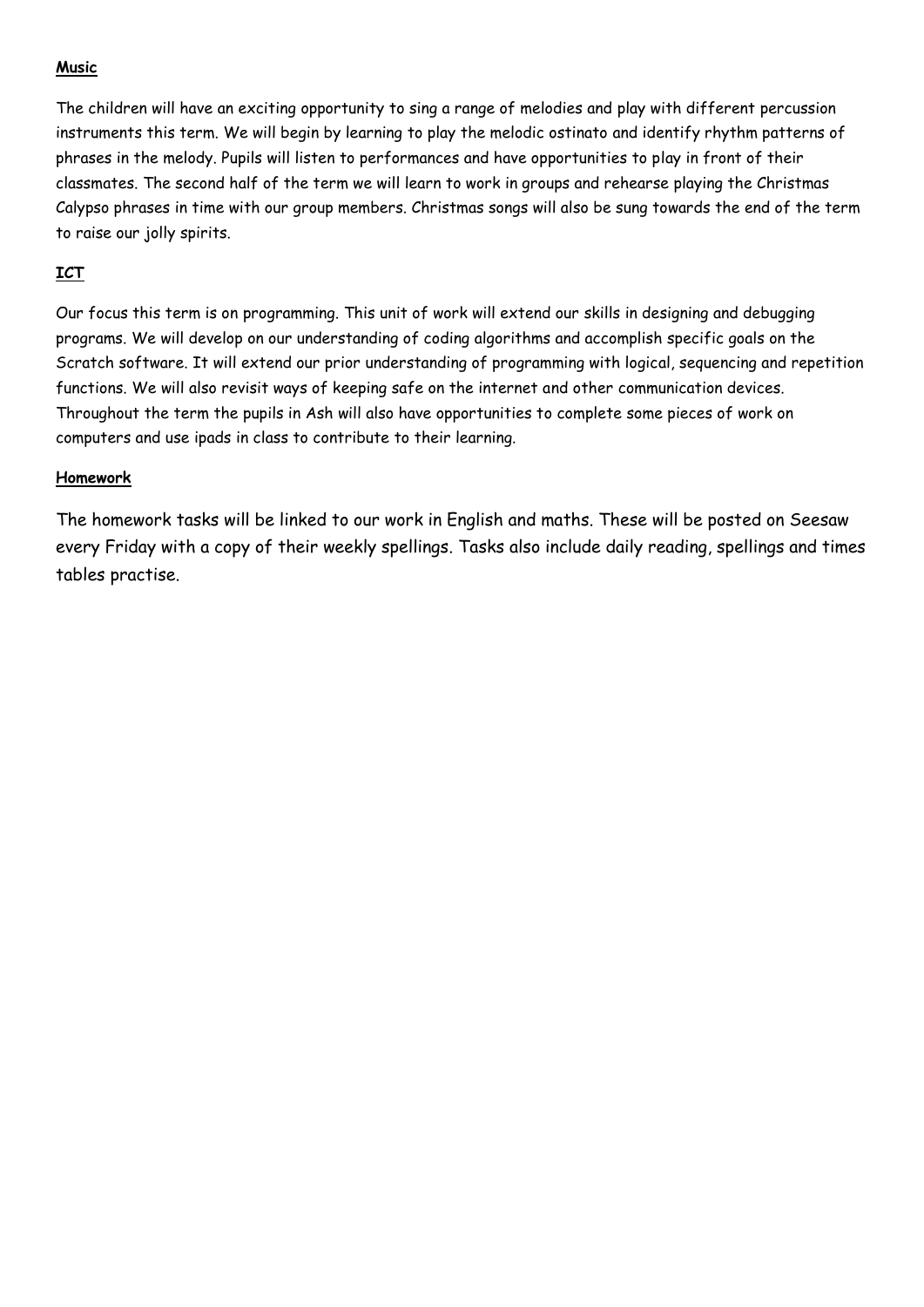**Music**

The children will have an exciting opportunity to sing a range of melodies and play with different percussion instruments this term. We will begin by learning to play the melodic ostinato and identify rhythm patterns of phrases in the melody. Pupils will listen to performances and have opportunities to play in front of their classmates. The second half of the term we will learn to work in groups and rehearse playing the Christmas Calypso phrases in time with our group members. Christmas songs will also be sung towards the end of the term to raise our jolly spirits.

**ICT**

Our focus this term is on programming. This unit of work will extend our skills in designing and debugging programs. We will develop on our understanding of coding algorithms and accomplish specific goals on the Scratch software. It will extend our prior understanding of programming with logical, sequencing and repetition functions. We will also revisit ways of keeping safe on the internet and other communication devices. Throughout the term the pupils in Ash will also have opportunities to complete some pieces of work on computers and use ipads in class to contribute to their learning.

**Homework**

The homework tasks will be linked to our work in English and maths. These will be posted on Seesaw every Friday with a copy of their weekly spellings. Tasks also include daily reading, spellings and times tables practise.